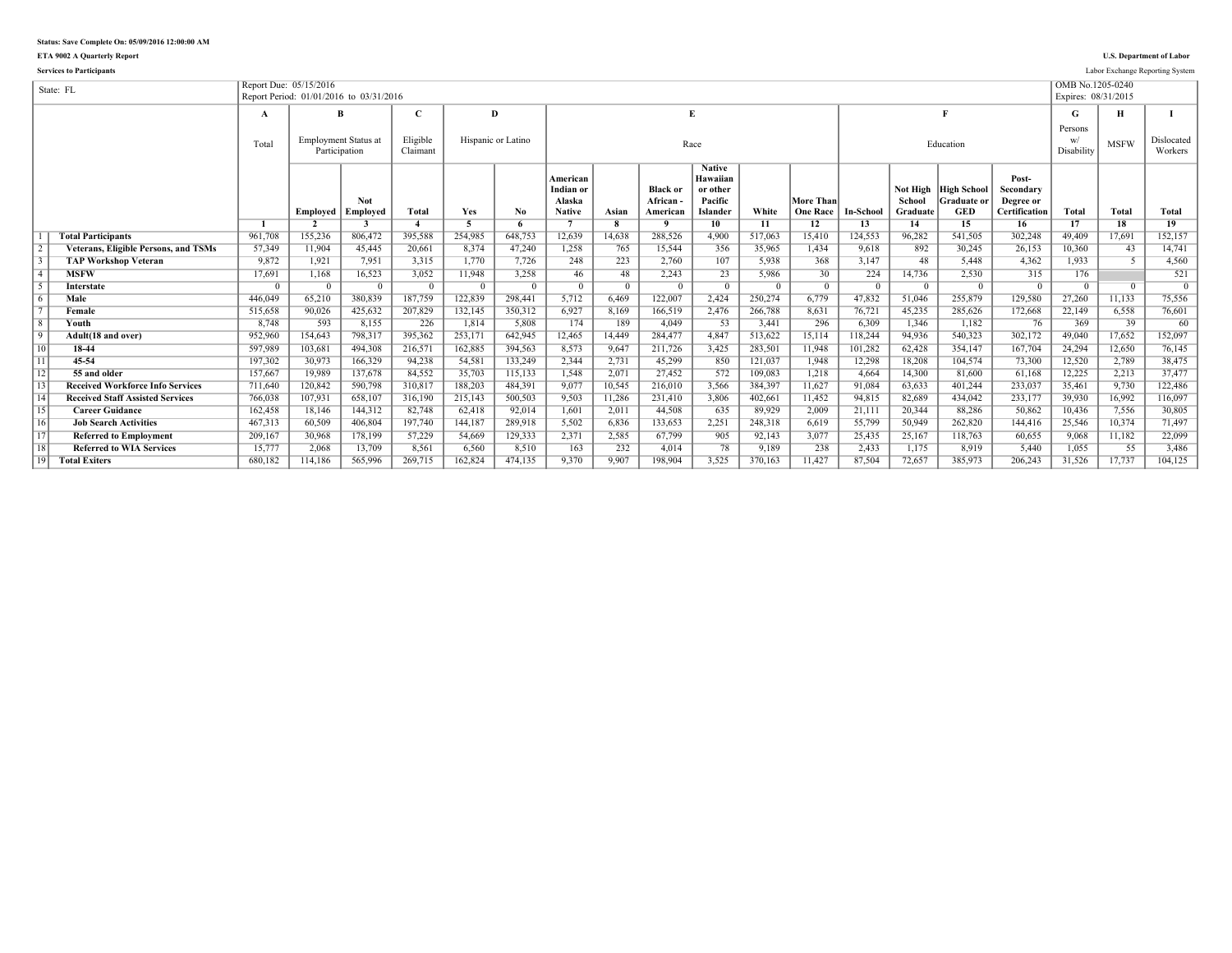Status: Save Complete On: 05/09/2016 12:00:00 AM

ETA 9002 A Quarterly Report

Services to Participants

U.S. Department of Labor

Labor Exchange Reporting System

| State: FL | Report Due: 05/15/2016<br>Report Period: 01/01/2016 to 03/31/2016 | | | | | | | | | | | | | | | | | OMB No.1205-0240<br>Expires: 08/31/2015 | |
|---|---|---|---|---|---|---|---|---|---|---|---|---|---|---|---|---|---|---|---|
| | **A** | **B** | | **C** | **D** | | **E** | | | | | | **F** | | | | **G** | **H** | **I** |
| | Total | Employment Status at Participation | | Eligible Claimant | Hispanic or Latino | | Race | | | | | | Education | | | | Persons w/ Disability | MSFW | Dislocated Workers |
| | | **Employed** | **Not Employed** | **Total** | **Yes** | **No** | **American Indian or Alaska Native** | **Asian** | **Black or African - American** | **Native Hawaiian or other Pacific Islander** | **White** | **More Than One Race** | **In-School** | **Not High School Graduate** | **High School Graduate or GED** | **Post-Secondary Degree or Certification** | **Total** | **Total** | **Total** |
| | **1** | **2** | **3** | **4** | **5** | **6** | **7** | **8** | **9** | **10** | **11** | **12** | **13** | **14** | **15** | **16** | **17** | **18** | **19** |
| 1 **Total Participants** | 961,708 | 155,236 | 806,472 | 395,588 | 254,985 | 648,753 | 12,639 | 14,638 | 288,526 | 4,900 | 517,063 | 15,410 | 124,553 | 96,282 | 541,505 | 302,248 | 49,409 | 17,691 | 152,157 |
| 2 **Veterans, Eligible Persons, and TSMs** | 57,349 | 11,904 | 45,445 | 20,661 | 8,374 | 47,240 | 1,258 | 765 | 15,544 | 356 | 35,965 | 1,434 | 9,618 | 892 | 30,245 | 26,153 | 10,360 | 43 | 14,741 |
| 3 **TAP Workshop Veteran** | 9,872 | 1,921 | 7,951 | 3,315 | 1,770 | 7,726 | 248 | 223 | 2,760 | 107 | 5,938 | 368 | 3,147 | 48 | 5,448 | 4,362 | 1,933 | 5 | 4,560 |
| 4 **MSFW** | 17,691 | 1,168 | 16,523 | 3,052 | 11,948 | 3,258 | 46 | 48 | 2,243 | 23 | 5,986 | 30 | 224 | 14,736 | 2,530 | 315 | 176 | | 521 |
| 5 **Interstate** | 0 | 0 | 0 | 0 | 0 | 0 | 0 | 0 | 0 | 0 | 0 | 0 | 0 | 0 | 0 | 0 | 0 | 0 | 0 |
| 6 **Male** | 446,049 | 65,210 | 380,839 | 187,759 | 122,839 | 298,441 | 5,712 | 6,469 | 122,007 | 2,424 | 250,274 | 6,779 | 47,832 | 51,046 | 255,879 | 129,580 | 27,260 | 11,133 | 75,556 |
| 7 **Female** | 515,658 | 90,026 | 425,632 | 207,829 | 132,145 | 350,312 | 6,927 | 8,169 | 166,519 | 2,476 | 266,788 | 8,631 | 76,721 | 45,235 | 285,626 | 172,668 | 22,149 | 6,558 | 76,601 |
| 8 **Youth** | 8,748 | 593 | 8,155 | 226 | 1,814 | 5,808 | 174 | 189 | 4,049 | 53 | 3,441 | 296 | 6,309 | 1,346 | 1,182 | 76 | 369 | 39 | 60 |
| 9 **Adult(18 and over)** | 952,960 | 154,643 | 798,317 | 395,362 | 253,171 | 642,945 | 12,465 | 14,449 | 284,477 | 4,847 | 513,622 | 15,114 | 118,244 | 94,936 | 540,323 | 302,172 | 49,040 | 17,652 | 152,097 |
| 10 **18-44** | 597,989 | 103,681 | 494,308 | 216,571 | 162,885 | 394,563 | 8,573 | 9,647 | 211,726 | 3,425 | 283,501 | 11,948 | 101,282 | 62,428 | 354,147 | 167,704 | 24,294 | 12,650 | 76,145 |
| 11 **45-54** | 197,302 | 30,973 | 166,329 | 94,238 | 54,581 | 133,249 | 2,344 | 2,731 | 45,299 | 850 | 121,037 | 1,948 | 12,298 | 18,208 | 104,574 | 73,300 | 12,520 | 2,789 | 38,475 |
| 12 **55 and older** | 157,667 | 19,989 | 137,678 | 84,552 | 35,703 | 115,133 | 1,548 | 2,071 | 27,452 | 572 | 109,083 | 1,218 | 4,664 | 14,300 | 81,600 | 61,168 | 12,225 | 2,213 | 37,477 |
| 13 **Received Workforce Info Services** | 711,640 | 120,842 | 590,798 | 310,817 | 188,203 | 484,391 | 9,077 | 10,545 | 216,010 | 3,566 | 384,397 | 11,627 | 91,084 | 63,633 | 401,244 | 233,037 | 35,461 | 9,730 | 122,486 |
| 14 **Received Staff Assisted Services** | 766,038 | 107,931 | 658,107 | 316,190 | 215,143 | 500,503 | 9,503 | 11,286 | 231,410 | 3,806 | 402,661 | 11,452 | 94,815 | 82,689 | 434,042 | 233,177 | 39,930 | 16,992 | 116,097 |
| 15 **Career Guidance** | 162,458 | 18,146 | 144,312 | 82,748 | 62,418 | 92,014 | 1,601 | 2,011 | 44,508 | 635 | 89,929 | 2,009 | 21,111 | 20,344 | 88,286 | 50,862 | 10,436 | 7,556 | 30,805 |
| 16 **Job Search Activities** | 467,313 | 60,509 | 406,804 | 197,740 | 144,187 | 289,918 | 5,502 | 6,836 | 133,653 | 2,251 | 248,318 | 6,619 | 55,799 | 50,949 | 262,820 | 144,416 | 25,546 | 10,374 | 71,497 |
| 17 **Referred to Employment** | 209,167 | 30,968 | 178,199 | 57,229 | 54,669 | 129,333 | 2,371 | 2,585 | 67,799 | 905 | 92,143 | 3,077 | 25,435 | 25,167 | 118,763 | 60,655 | 9,068 | 11,182 | 22,099 |
| 18 **Referred to WIA Services** | 15,777 | 2,068 | 13,709 | 8,561 | 6,560 | 8,510 | 163 | 232 | 4,014 | 78 | 9,189 | 238 | 2,433 | 1,175 | 8,919 | 5,440 | 1,055 | 55 | 3,486 |
| 19 **Total Exiters** | 680,182 | 114,186 | 565,996 | 269,715 | 162,824 | 474,135 | 9,370 | 9,907 | 198,904 | 3,525 | 370,163 | 11,427 | 87,504 | 72,657 | 385,973 | 206,243 | 31,526 | 17,737 | 104,125 |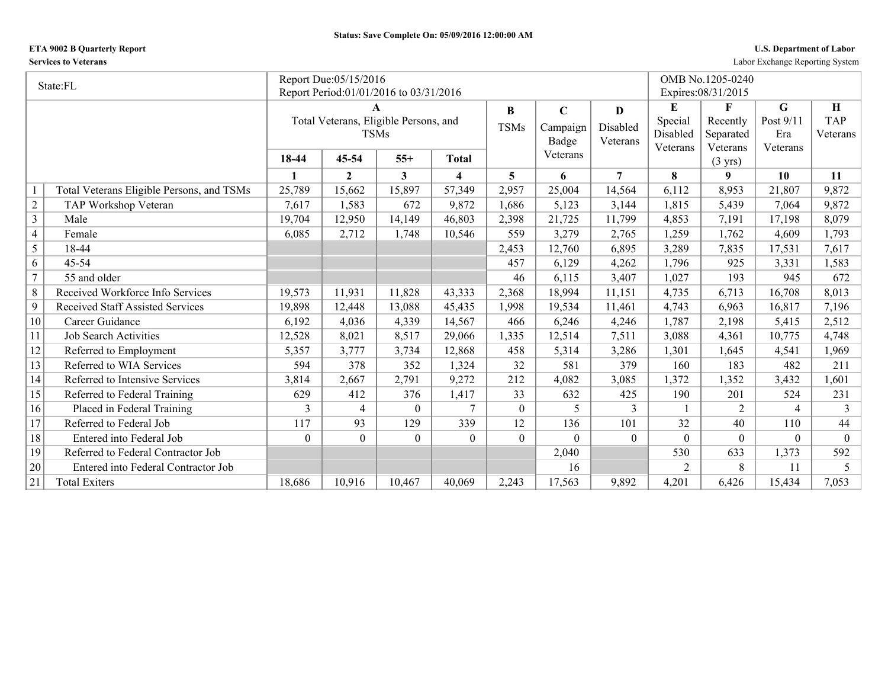Status: Save Complete On: 05/09/2016 12:00:00 AM

**ETA 9002 B Quarterly Report** | **U.S. Department of Labor**

**Services to Veterans** | Labor Exchange Reporting System

| State:FL | | Report Due:05/15/2016 Report Period:01/01/2016 to 03/31/2016 | | | | | | | OMB No.1205-0240 Expires:08/31/2015 | | | |
|---|---|---|---|---|---|---|---|---|---|---|---|---|
| | | A Total Veterans, Eligible Persons, and TSMs | | | | B TSMs | C Campaign Badge Veterans | D Disabled Veterans | E Special Disabled Veterans | F Recently Separated Veterans (3 yrs) | G Post 9/11 Era Veterans | H TAP Veterans |
| | | 18-44 | 45-54 | 55+ | Total | | | | | | | |
| | | 1 | 2 | 3 | 4 | 5 | 6 | 7 | 8 | 9 | 10 | 11 |
| 1 | Total Veterans Eligible Persons, and TSMs | 25,789 | 15,662 | 15,897 | 57,349 | 2,957 | 25,004 | 14,564 | 6,112 | 8,953 | 21,807 | 9,872 |
| 2 | TAP Workshop Veteran | 7,617 | 1,583 | 672 | 9,872 | 1,686 | 5,123 | 3,144 | 1,815 | 5,439 | 7,064 | 9,872 |
| 3 | Male | 19,704 | 12,950 | 14,149 | 46,803 | 2,398 | 21,725 | 11,799 | 4,853 | 7,191 | 17,198 | 8,079 |
| 4 | Female | 6,085 | 2,712 | 1,748 | 10,546 | 559 | 3,279 | 2,765 | 1,259 | 1,762 | 4,609 | 1,793 |
| 5 | 18-44 | | | | | 2,453 | 12,760 | 6,895 | 3,289 | 7,835 | 17,531 | 7,617 |
| 6 | 45-54 | | | | | 457 | 6,129 | 4,262 | 1,796 | 925 | 3,331 | 1,583 |
| 7 | 55 and older | | | | | 46 | 6,115 | 3,407 | 1,027 | 193 | 945 | 672 |
| 8 | Received Workforce Info Services | 19,573 | 11,931 | 11,828 | 43,333 | 2,368 | 18,994 | 11,151 | 4,735 | 6,713 | 16,708 | 8,013 |
| 9 | Received Staff Assisted Services | 19,898 | 12,448 | 13,088 | 45,435 | 1,998 | 19,534 | 11,461 | 4,743 | 6,963 | 16,817 | 7,196 |
| 10 | Career Guidance | 6,192 | 4,036 | 4,339 | 14,567 | 466 | 6,246 | 4,246 | 1,787 | 2,198 | 5,415 | 2,512 |
| 11 | Job Search Activities | 12,528 | 8,021 | 8,517 | 29,066 | 1,335 | 12,514 | 7,511 | 3,088 | 4,361 | 10,775 | 4,748 |
| 12 | Referred to Employment | 5,357 | 3,777 | 3,734 | 12,868 | 458 | 5,314 | 3,286 | 1,301 | 1,645 | 4,541 | 1,969 |
| 13 | Referred to WIA Services | 594 | 378 | 352 | 1,324 | 32 | 581 | 379 | 160 | 183 | 482 | 211 |
| 14 | Referred to Intensive Services | 3,814 | 2,667 | 2,791 | 9,272 | 212 | 4,082 | 3,085 | 1,372 | 1,352 | 3,432 | 1,601 |
| 15 | Referred to Federal Training | 629 | 412 | 376 | 1,417 | 33 | 632 | 425 | 190 | 201 | 524 | 231 |
| 16 | Placed in Federal Training | 3 | 4 | 0 | 7 | 0 | 5 | 3 | 1 | 2 | 4 | 3 |
| 17 | Referred to Federal Job | 117 | 93 | 129 | 339 | 12 | 136 | 101 | 32 | 40 | 110 | 44 |
| 18 | Entered into Federal Job | 0 | 0 | 0 | 0 | 0 | 0 | 0 | 0 | 0 | 0 | 0 |
| 19 | Referred to Federal Contractor Job | | | | | | 2,040 | | 530 | 633 | 1,373 | 592 |
| 20 | Entered into Federal Contractor Job | | | | | | 16 | | 2 | 8 | 11 | 5 |
| 21 | Total Exiters | 18,686 | 10,916 | 10,467 | 40,069 | 2,243 | 17,563 | 9,892 | 4,201 | 6,426 | 15,434 | 7,053 |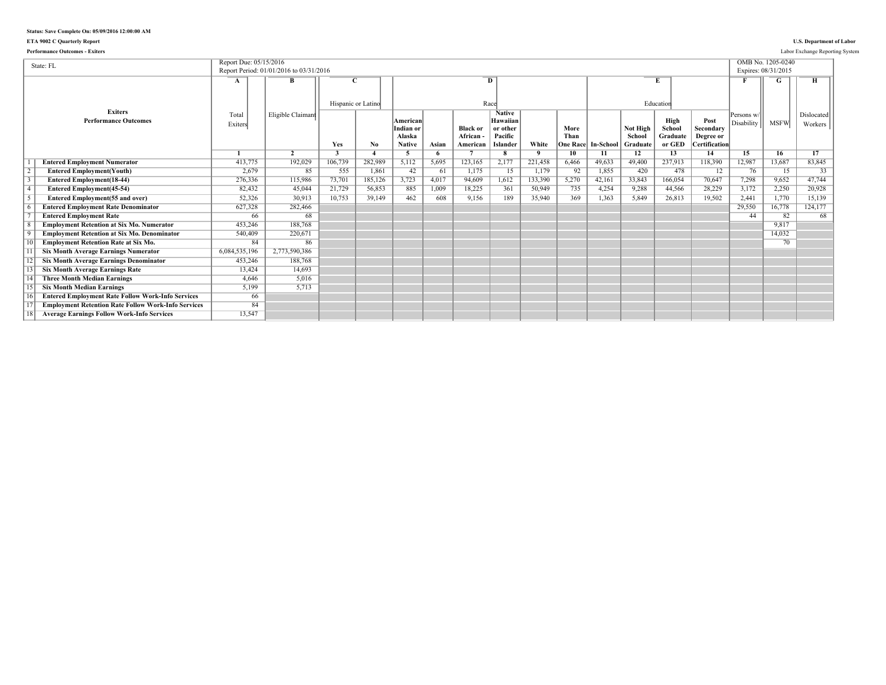**Status: Save Complete On: 05/09/2016 12:00:00 AM**

**ETA 9002 C Quarterly Report**

**Performance Outcomes - Exiters**

**U.S. Department of Labor**

Labor Exchange Reporting System

| State: FL | Report Due: 05/15/2016<br>Report Period: 01/01/2016 to 03/31/2016 | | | | | | | | | | | | | | | | OMB No. 1205-0240<br>Expires: 08/31/2015 |
|---|---|---|---|---|---|---|---|---|---|---|---|---|---|---|---|---|---|
| | A | B | C | | D | | | | | | E | | | | F | G | H |
| | | | Hispanic or Latino | | Race | | | | | | Education | | | | | | |
| **Exiters Performance Outcomes** | Total Exiters | Eligible Claimant | Yes | No | American Indian or Alaska Native | Asian | Black or African - American | Native Hawaiian or other Pacific Islander | White | More Than One Race | In-School | Not High School Graduate | High School Graduate or GED | Post Secondary Degree or Certification | Persons w/ Disability | MSFW | Dislocated Workers |
| | 1 | 2 | 3 | 4 | 5 | 6 | 7 | 8 | 9 | 10 | 11 | 12 | 13 | 14 | 15 | 16 | 17 |
| 1 **Entered Employment Numerator** | 413,775 | 192,029 | 106,739 | 282,989 | 5,112 | 5,695 | 123,165 | 2,177 | 221,458 | 6,466 | 49,633 | 49,400 | 237,913 | 118,390 | 12,987 | 13,687 | 83,845 |
| 2 **Entered Employment(Youth)** | 2,679 | 85 | 555 | 1,861 | 42 | 61 | 1,175 | 15 | 1,179 | 92 | 1,855 | 420 | 478 | 12 | 76 | 15 | 33 |
| 3 **Entered Employment(18-44)** | 276,336 | 115,986 | 73,701 | 185,126 | 3,723 | 4,017 | 94,609 | 1,612 | 133,390 | 5,270 | 42,161 | 33,843 | 166,054 | 70,647 | 7,298 | 9,652 | 47,744 |
| 4 **Entered Employment(45-54)** | 82,432 | 45,044 | 21,729 | 56,853 | 885 | 1,009 | 18,225 | 361 | 50,949 | 735 | 4,254 | 9,288 | 44,566 | 28,229 | 3,172 | 2,250 | 20,928 |
| 5 **Entered Employment(55 and over)** | 52,326 | 30,913 | 10,753 | 39,149 | 462 | 608 | 9,156 | 189 | 35,940 | 369 | 1,363 | 5,849 | 26,813 | 19,502 | 2,441 | 1,770 | 15,139 |
| 6 **Entered Employment Rate Denominator** | 627,328 | 282,466 | | | | | | | | | | | | | 29,550 | 16,778 | 124,177 |
| 7 **Entered Employment Rate** | 66 | 68 | | | | | | | | | | | | | 44 | 82 | 68 |
| 8 **Employment Retention at Six Mo. Numerator** | 453,246 | 188,768 | | | | | | | | | | | | | | 9,817 | |
| 9 **Employment Retention at Six Mo. Denominator** | 540,409 | 220,671 | | | | | | | | | | | | | | 14,032 | |
| 10 **Employment Retention Rate at Six Mo.** | 84 | 86 | | | | | | | | | | | | | | 70 | |
| 11 **Six Month Average Earnings Numerator** | 6,084,535,196 | 2,773,590,386 | | | | | | | | | | | | | | | |
| 12 **Six Month Average Earnings Denominator** | 453,246 | 188,768 | | | | | | | | | | | | | | | |
| 13 **Six Month Average Earnings Rate** | 13,424 | 14,693 | | | | | | | | | | | | | | | |
| 14 **Three Month Median Earnings** | 4,646 | 5,016 | | | | | | | | | | | | | | | |
| 15 **Six Month Median Earnings** | 5,199 | 5,713 | | | | | | | | | | | | | | | |
| 16 **Entered Employment Rate Follow Work-Info Services** | 66 | | | | | | | | | | | | | | | | |
| 17 **Employment Retention Rate Follow Work-Info Services** | 84 | | | | | | | | | | | | | | | | |
| 18 **Average Earnings Follow Work-Info Services** | 13,547 | | | | | | | | | | | | | | | | |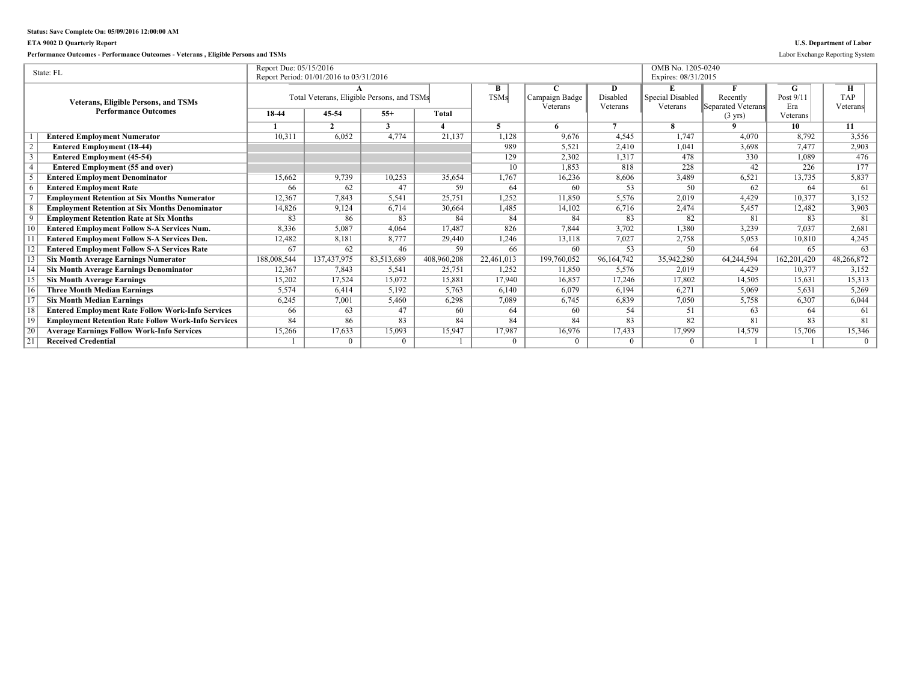**Status: Save Complete On: 05/09/2016 12:00:00 AM**

**ETA 9002 D Quarterly Report**

**U.S. Department of Labor**

**Performance Outcomes - Performance Outcomes - Veterans , Eligible Persons and TSMs**

Labor Exchange Reporting System

| State: FL | | Report Due: 05/15/2016<br>Report Period: 01/01/2016 to 03/31/2016 | | | | | | | OMB No. 1205-0240<br>Expires: 08/31/2015 | | | |
|---|---|---|---|---|---|---|---|---|---|---|---|---|
| **Veterans, Eligible Persons, and TSMs Performance Outcomes** | | A<br>Total Veterans, Eligible Persons, and TSMs | | | | B<br>TSMs | C<br>Campaign Badge Veterans | D<br>Disabled Veterans | E<br>Special Disabled Veterans | F<br>Recently Separated Veterans (3 yrs) | G<br>Post 9/11 Era Veterans | H<br>TAP Veterans |
| | | **18-44** | **45-54** | **55+** | **Total** | | | | | | | |
| | | **1** | **2** | **3** | **4** | **5** | **6** | **7** | **8** | **9** | **10** | **11** |
| 1 | **Entered Employment Numerator** | 10,311 | 6,052 | 4,774 | 21,137 | 1,128 | 9,676 | 4,545 | 1,747 | 4,070 | 8,792 | 3,556 |
| 2 | **Entered Employment (18-44)** | | | | | 989 | 5,521 | 2,410 | 1,041 | 3,698 | 7,477 | 2,903 |
| 3 | **Entered Employment (45-54)** | | | | | 129 | 2,302 | 1,317 | 478 | 330 | 1,089 | 476 |
| 4 | **Entered Employment (55 and over)** | | | | | 10 | 1,853 | 818 | 228 | 42 | 226 | 177 |
| 5 | **Entered Employment Denominator** | 15,662 | 9,739 | 10,253 | 35,654 | 1,767 | 16,236 | 8,606 | 3,489 | 6,521 | 13,735 | 5,837 |
| 6 | **Entered Employment Rate** | 66 | 62 | 47 | 59 | 64 | 60 | 53 | 50 | 62 | 64 | 61 |
| 7 | **Employment Retention at Six Months Numerator** | 12,367 | 7,843 | 5,541 | 25,751 | 1,252 | 11,850 | 5,576 | 2,019 | 4,429 | 10,377 | 3,152 |
| 8 | **Employment Retention at Six Months Denominator** | 14,826 | 9,124 | 6,714 | 30,664 | 1,485 | 14,102 | 6,716 | 2,474 | 5,457 | 12,482 | 3,903 |
| 9 | **Employment Retention Rate at Six Months** | 83 | 86 | 83 | 84 | 84 | 84 | 83 | 82 | 81 | 83 | 81 |
| 10 | **Entered Employment Follow S-A Services Num.** | 8,336 | 5,087 | 4,064 | 17,487 | 826 | 7,844 | 3,702 | 1,380 | 3,239 | 7,037 | 2,681 |
| 11 | **Entered Employment Follow S-A Services Den.** | 12,482 | 8,181 | 8,777 | 29,440 | 1,246 | 13,118 | 7,027 | 2,758 | 5,053 | 10,810 | 4,245 |
| 12 | **Entered Employment Follow S-A Services Rate** | 67 | 62 | 46 | 59 | 66 | 60 | 53 | 50 | 64 | 65 | 63 |
| 13 | **Six Month Average Earnings Numerator** | 188,008,544 | 137,437,975 | 83,513,689 | 408,960,208 | 22,461,013 | 199,760,052 | 96,164,742 | 35,942,280 | 64,244,594 | 162,201,420 | 48,266,872 |
| 14 | **Six Month Average Earnings Denominator** | 12,367 | 7,843 | 5,541 | 25,751 | 1,252 | 11,850 | 5,576 | 2,019 | 4,429 | 10,377 | 3,152 |
| 15 | **Six Month Average Earnings** | 15,202 | 17,524 | 15,072 | 15,881 | 17,940 | 16,857 | 17,246 | 17,802 | 14,505 | 15,631 | 15,313 |
| 16 | **Three Month Median Earnings** | 5,574 | 6,414 | 5,192 | 5,763 | 6,140 | 6,079 | 6,194 | 6,271 | 5,069 | 5,631 | 5,269 |
| 17 | **Six Month Median Earnings** | 6,245 | 7,001 | 5,460 | 6,298 | 7,089 | 6,745 | 6,839 | 7,050 | 5,758 | 6,307 | 6,044 |
| 18 | **Entered Employment Rate Follow Work-Info Services** | 66 | 63 | 47 | 60 | 64 | 60 | 54 | 51 | 63 | 64 | 61 |
| 19 | **Employment Retention Rate Follow Work-Info Services** | 84 | 86 | 83 | 84 | 84 | 84 | 83 | 82 | 81 | 83 | 81 |
| 20 | **Average Earnings Follow Work-Info Services** | 15,266 | 17,633 | 15,093 | 15,947 | 17,987 | 16,976 | 17,433 | 17,999 | 14,579 | 15,706 | 15,346 |
| 21 | **Received Credential** | 1 | 0 | 0 | 1 | 0 | 0 | 0 | 0 | 1 | 1 | 0 |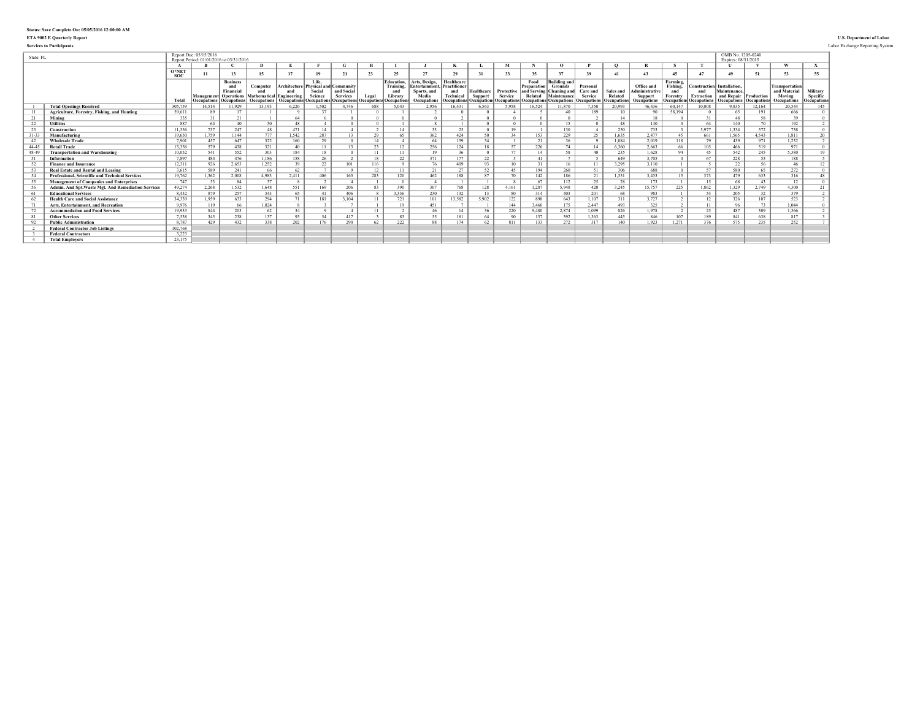**Status: Save Complete On: 05/05/2016 12:00:00 AM**

**ETA 9002 E Quarterly Report**

**Services to Participants**

**U.S. Department of Labor**

Labor Exchange Reporting System

| State: FL | | Report Due: 05/15/2016<br>Report Period: 01/01/2016 to 03/31/2016 | | | | | | | | | | | | | | | | | | | | OMB No. 1205-0240<br>Expires: 08/31/2015 | | | |
|---|---|---|---|---|---|---|---|---|---|---|---|---|---|---|---|---|---|---|---|---|---|---|---|---|---|
| | | A | B | C | D | E | F | G | H | I | J | K | L | M | N | O | P | Q | R | S | T | U | V | W | X |
| | | O*NET SOC | 11 | 13 | 15 | 17 | 19 | 21 | 23 | 25 | 27 | 29 | 31 | 33 | 35 | 37 | 39 | 41 | 43 | 45 | 47 | 49 | 51 | 53 | 55 |
| | | Total | Management Occupations | Business and Financial Operations Occupations | Computer and Mathematical Occupations | Architecture and Engineering Occupations | Life, Physical and Social Science Occupations | Community and Social Services Occupations | Legal Occupations | Education, Training, and Library Occupations | Arts, Design, Entertainment, Sports, and Media Occupations | Healthcare Practitioner and Technical Occupations | Healthcare Support Occupations | Protective Service Occupations | Food Preparation and Serving Related Occupations | Building and Grounds Cleaning and Maintenance Occupations | Personal Care and Service Occupations | Sales and Related Occupations | Office and Administrative Support Occupations | Farming, Fishing, and Forestry Occupations | Construction and Extraction Occupations | Installation, Maintenance, and Repair Occupations | Production Occupations | Transportation and Material Moving Occupations | Military Specific Occupations |
| 1 | **Total Openings Received** | 305,759 | 14,514 | 11,929 | 13,193 | 6,220 | 1,502 | 4,746 | 688 | 5,043 | 2,956 | 16,431 | 6,563 | 5,958 | 16,524 | 11,870 | 7,350 | 20,993 | 46,436 | 60,147 | 10,008 | 9,835 | 12,164 | 20,544 | 145 |
| 11 | **Agriculture, Forestry, Fishing, and Hunting** | 59,611 | 89 | 17 | 1 | 9 | 37 | 1 | 0 | 1 | 2 | 0 | 0 | 4 | 5 | 40 | 189 | 10 | 90 | 58,194 | 0 | 65 | 191 | 666 | 0 |
| 21 | **Mining** | 335 | 31 | 21 | 1 | 64 | 6 | 0 | 0 | 0 | 0 | 2 | 0 | 0 | 0 | 0 | 2 | 14 | 18 | 0 | 31 | 48 | 58 | 39 | 0 |
| 22 | **Utilities** | 887 | 64 | 40 | 50 | 48 | 4 | 0 | 0 | 1 | 8 | 1 | 0 | 0 | 0 | 15 | 0 | 48 | 140 | 0 | 64 | 140 | 70 | 192 | 2 |
| 23 | **Construction** | 11,356 | 737 | 247 | 48 | 471 | 14 | 4 | 2 | 14 | 33 | 25 | 0 | 19 | 1 | 130 | 4 | 250 | 733 | 3 | 5,977 | 1,334 | 572 | 738 | 0 |
| 31-33 | **Manufacturing** | 19,650 | 1,759 | 1,144 | 777 | 1,542 | 287 | 13 | 29 | 65 | 362 | 424 | 50 | 34 | 153 | 229 | 25 | 1,635 | 2,477 | 45 | 661 | 1,565 | 4,543 | 1,811 | 20 |
| 42 | **Wholesale Trade** | 7,901 | 457 | 647 | 322 | 160 | 29 | 0 | 14 | 4 | 64 | 159 | 34 | 1 | 21 | 36 | 9 | 1,084 | 2,019 | 118 | 79 | 439 | 971 | 1,232 | 2 |
| 44-45 | **Retail Trade** | 13,356 | 579 | 438 | 321 | 40 | 11 | 13 | 23 | 12 | 256 | 124 | 18 | 57 | 226 | 74 | 14 | 6,360 | 2,663 | 66 | 105 | 466 | 519 | 971 | 0 |
| 48-49 | **Transportation and Warehousing** | 10,052 | 541 | 552 | 303 | 184 | 18 | 0 | 11 | 11 | 19 | 36 | 0 | 77 | 14 | 58 | 40 | 235 | 1,628 | 94 | 45 | 542 | 245 | 5,380 | 19 |
| 51 | **Information** | 7,897 | 484 | 476 | 1,186 | 158 | 26 | 2 | 18 | 22 | 371 | 177 | 22 | 5 | 41 | 7 | 5 | 649 | 3,705 | 0 | 67 | 228 | 55 | 188 | 5 |
| 52 | **Finance and Insurance** | 12,311 | 926 | 2,653 | 1,252 | 39 | 22 | 101 | 116 | 9 | 76 | 409 | 93 | 10 | 31 | 16 | 11 | 3,295 | 3,110 | 1 | 5 | 22 | 56 | 46 | 12 |
| 53 | **Real Estate and Rental and Leasing** | 3,615 | 589 | 241 | 66 | 62 | 7 | 9 | 12 | 11 | 21 | 27 | 52 | 45 | 194 | 260 | 51 | 306 | 688 | 0 | 57 | 580 | 65 | 272 | 0 |
| 54 | **Professional, Scientific and Technical Services** | 19,762 | 1,362 | 2,008 | 4,983 | 2,411 | 406 | 165 | 283 | 120 | 462 | 188 | 87 | 70 | 142 | 186 | 21 | 1,551 | 3,453 | 15 | 373 | 479 | 633 | 316 | 48 |
| 55 | **Management of Companies and Enterprises** | 747 | 53 | 84 | 37 | 8 | 2 | 4 | 1 | 0 | 4 | 1 | 1 | 8 | 67 | 112 | 25 | 28 | 173 | 1 | 15 | 68 | 43 | 12 | 0 |
| 56 | **Admin. And Spt.Waste Mgt. And Remediation Services** | 49,274 | 2,268 | 1,532 | 1,648 | 551 | 169 | 206 | 83 | 390 | 307 | 768 | 128 | 4,161 | 1,207 | 5,948 | 420 | 3,245 | 15,757 | 225 | 1,862 | 1,329 | 2,749 | 4,300 | 21 |
| 61 | **Educational Services** | 8,432 | 879 | 257 | 343 | 65 | 41 | 406 | 8 | 3,336 | 230 | 132 | 13 | 80 | 314 | 403 | 201 | 68 | 983 | 1 | 54 | 205 | 32 | 379 | 2 |
| 62 | **Health Care and Social Assistance** | 34,339 | 1,959 | 633 | 294 | 71 | 181 | 3,104 | 11 | 721 | 101 | 13,582 | 5,902 | 122 | 898 | 643 | 1,107 | 311 | 3,727 | 2 | 12 | 326 | 107 | 523 | 2 |
| 71 | **Arts, Entertainment, and Recreation** | 9,976 | 119 | 66 | 1,024 | 8 | 3 | 7 | 1 | 19 | 451 | 7 | 1 | 144 | 3,460 | 175 | 2,447 | 493 | 325 | 2 | 11 | 96 | 73 | 1,044 | 0 |
| 72 | **Accommodation and Food Services** | 19,933 | 844 | 203 | 62 | 34 | 9 | 4 | 11 | 2 | 46 | 14 | 36 | 220 | 9,480 | 2,874 | 1,099 | 826 | 1,978 | 2 | 25 | 487 | 309 | 1,366 | 2 |
| 81 | **Other Services** | 7,538 | 345 | 238 | 137 | 93 | 54 | 417 | 3 | 83 | 55 | 181 | 64 | 90 | 137 | 392 | 1,363 | 445 | 846 | 107 | 189 | 841 | 638 | 817 | 3 |
| 92 | **Public Administration** | 8,787 | 429 | 432 | 338 | 202 | 176 | 290 | 62 | 222 | 88 | 174 | 62 | 811 | 133 | 272 | 317 | 140 | 1,923 | 1,271 | 376 | 575 | 235 | 252 | 7 |
| 2 | **Federal Contractor Job Listings** | 102,768 | | | | | | | | | | | | | | | | | | | | | | | |
| 3 | **Federal Contractors** | 3,223 | | | | | | | | | | | | | | | | | | | | | | | |
| 4 | **Total Employers** | 23,175 | | | | | | | | | | | | | | | | | | | | | | | |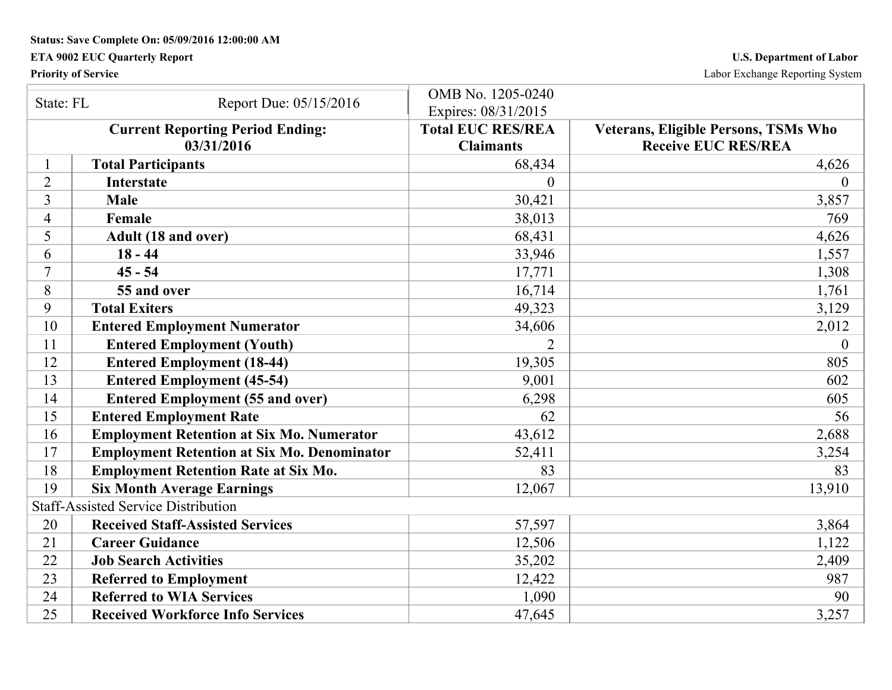**Status: Save Complete On: 05/09/2016 12:00:00 AM**

**ETA 9002 EUC Quarterly Report** | **U.S. Department of Labor**

**Priority of Service** | Labor Exchange Reporting System

| State: FL | Report Due: 05/15/2016 | OMB No. 1205-0240 Expires: 08/31/2015 | |
|---|---|---|---|
| **Current Reporting Period Ending: 03/31/2016** | | **Total EUC RES/REA Claimants** | **Veterans, Eligible Persons, TSMs Who Receive EUC RES/REA** |
| 1 | **Total Participants** | 68,434 | 4,626 |
| 2 | **Interstate** | 0 | 0 |
| 3 | **Male** | 30,421 | 3,857 |
| 4 | **Female** | 38,013 | 769 |
| 5 | **Adult (18 and over)** | 68,431 | 4,626 |
| 6 | **18 - 44** | 33,946 | 1,557 |
| 7 | **45 - 54** | 17,771 | 1,308 |
| 8 | **55 and over** | 16,714 | 1,761 |
| 9 | **Total Exiters** | 49,323 | 3,129 |
| 10 | **Entered Employment Numerator** | 34,606 | 2,012 |
| 11 | **Entered Employment (Youth)** | 2 | 0 |
| 12 | **Entered Employment (18-44)** | 19,305 | 805 |
| 13 | **Entered Employment (45-54)** | 9,001 | 602 |
| 14 | **Entered Employment (55 and over)** | 6,298 | 605 |
| 15 | **Entered Employment Rate** | 62 | 56 |
| 16 | **Employment Retention at Six Mo. Numerator** | 43,612 | 2,688 |
| 17 | **Employment Retention at Six Mo. Denominator** | 52,411 | 3,254 |
| 18 | **Employment Retention Rate at Six Mo.** | 83 | 83 |
| 19 | **Six Month Average Earnings** | 12,067 | 13,910 |
| Staff-Assisted Service Distribution | | | |
| 20 | **Received Staff-Assisted Services** | 57,597 | 3,864 |
| 21 | **Career Guidance** | 12,506 | 1,122 |
| 22 | **Job Search Activities** | 35,202 | 2,409 |
| 23 | **Referred to Employment** | 12,422 | 987 |
| 24 | **Referred to WIA Services** | 1,090 | 90 |
| 25 | **Received Workforce Info Services** | 47,645 | 3,257 |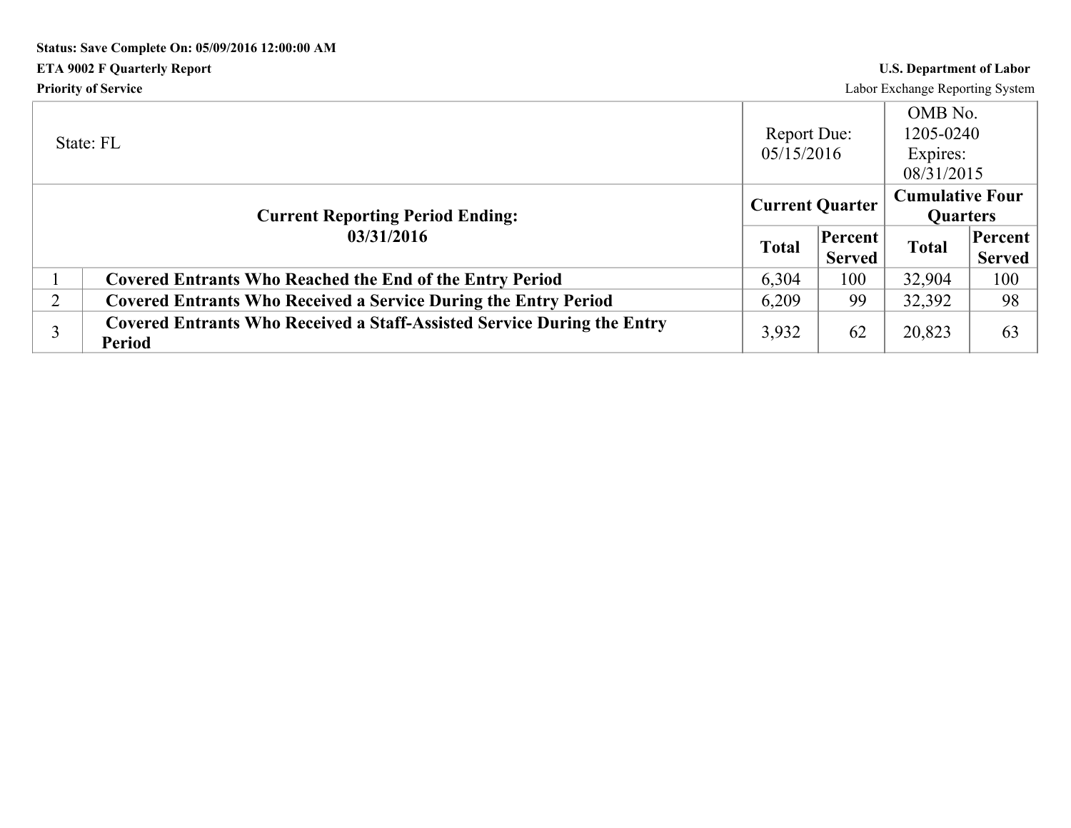**Status: Save Complete On: 05/09/2016 12:00:00 AM**

**ETA 9002 F Quarterly Report** | **U.S. Department of Labor**

**Priority of Service** | Labor Exchange Reporting System

| State: FL | | Report Due: 05/15/2016 | | OMB No. 1205-0240 Expires: 08/31/2015 | |
|---|---|---|---|---|---|
| **Current Reporting Period Ending: 03/31/2016** | | **Current Quarter** | | **Cumulative Four Quarters** | |
| | | **Total** | **Percent Served** | **Total** | **Percent Served** |
| 1 | **Covered Entrants Who Reached the End of the Entry Period** | 6,304 | 100 | 32,904 | 100 |
| 2 | **Covered Entrants Who Received a Service During the Entry Period** | 6,209 | 99 | 32,392 | 98 |
| 3 | **Covered Entrants Who Received a Staff-Assisted Service During the Entry Period** | 3,932 | 62 | 20,823 | 63 |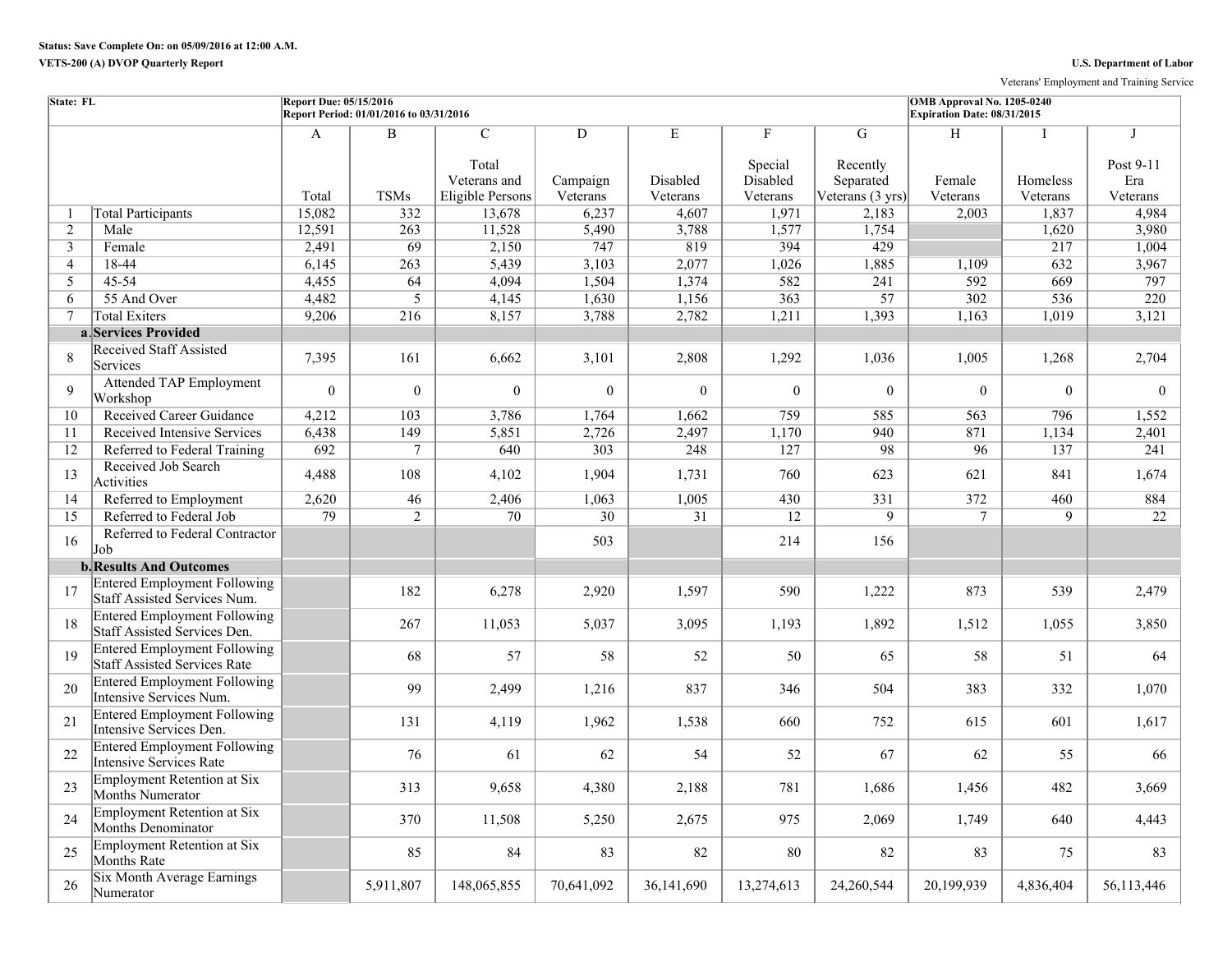**Status: Save Complete On: on 05/09/2016 at 12:00 A.M.**

**VETS-200 (A) DVOP Quarterly Report**

**U.S. Department of Labor**

Veterans' Employment and Training Service

| State: FL | | Report Due: 05/15/2016 Report Period: 01/01/2016 to 03/31/2016 | | | | | | | OMB Approval No. 1205-0240 Expiration Date: 08/31/2015 | | |
|---|---|---|---|---|---|---|---|---|---|---|---|
| | | A | B | C | D | E | F | G | H | I | J |
| | | Total | TSMs | Total Veterans and Eligible Persons | Campaign Veterans | Disabled Veterans | Special Disabled Veterans | Recently Separated Veterans (3 yrs) | Female Veterans | Homeless Veterans | Post 9-11 Era Veterans |
| 1 | Total Participants | 15,082 | 332 | 13,678 | 6,237 | 4,607 | 1,971 | 2,183 | 2,003 | 1,837 | 4,984 |
| 2 | Male | 12,591 | 263 | 11,528 | 5,490 | 3,788 | 1,577 | 1,754 | | 1,620 | 3,980 |
| 3 | Female | 2,491 | 69 | 2,150 | 747 | 819 | 394 | 429 | | 217 | 1,004 |
| 4 | 18-44 | 6,145 | 263 | 5,439 | 3,103 | 2,077 | 1,026 | 1,885 | 1,109 | 632 | 3,967 |
| 5 | 45-54 | 4,455 | 64 | 4,094 | 1,504 | 1,374 | 582 | 241 | 592 | 669 | 797 |
| 6 | 55 And Over | 4,482 | 5 | 4,145 | 1,630 | 1,156 | 363 | 57 | 302 | 536 | 220 |
| 7 | Total Exiters | 9,206 | 216 | 8,157 | 3,788 | 2,782 | 1,211 | 1,393 | 1,163 | 1,019 | 3,121 |
| a. | **Services Provided** | | | | | | | | | | |
| 8 | Received Staff Assisted Services | 7,395 | 161 | 6,662 | 3,101 | 2,808 | 1,292 | 1,036 | 1,005 | 1,268 | 2,704 |
| 9 | Attended TAP Employment Workshop | 0 | 0 | 0 | 0 | 0 | 0 | 0 | 0 | 0 | 0 |
| 10 | Received Career Guidance | 4,212 | 103 | 3,786 | 1,764 | 1,662 | 759 | 585 | 563 | 796 | 1,552 |
| 11 | Received Intensive Services | 6,438 | 149 | 5,851 | 2,726 | 2,497 | 1,170 | 940 | 871 | 1,134 | 2,401 |
| 12 | Referred to Federal Training | 692 | 7 | 640 | 303 | 248 | 127 | 98 | 96 | 137 | 241 |
| 13 | Received Job Search Activities | 4,488 | 108 | 4,102 | 1,904 | 1,731 | 760 | 623 | 621 | 841 | 1,674 |
| 14 | Referred to Employment | 2,620 | 46 | 2,406 | 1,063 | 1,005 | 430 | 331 | 372 | 460 | 884 |
| 15 | Referred to Federal Job | 79 | 2 | 70 | 30 | 31 | 12 | 9 | 7 | 9 | 22 |
| 16 | Referred to Federal Contractor Job | | | | 503 | | 214 | 156 | | | |
| b. | **Results And Outcomes** | | | | | | | | | | |
| 17 | Entered Employment Following Staff Assisted Services Num. | | 182 | 6,278 | 2,920 | 1,597 | 590 | 1,222 | 873 | 539 | 2,479 |
| 18 | Entered Employment Following Staff Assisted Services Den. | | 267 | 11,053 | 5,037 | 3,095 | 1,193 | 1,892 | 1,512 | 1,055 | 3,850 |
| 19 | Entered Employment Following Staff Assisted Services Rate | | 68 | 57 | 58 | 52 | 50 | 65 | 58 | 51 | 64 |
| 20 | Entered Employment Following Intensive Services Num. | | 99 | 2,499 | 1,216 | 837 | 346 | 504 | 383 | 332 | 1,070 |
| 21 | Entered Employment Following Intensive Services Den. | | 131 | 4,119 | 1,962 | 1,538 | 660 | 752 | 615 | 601 | 1,617 |
| 22 | Entered Employment Following Intensive Services Rate | | 76 | 61 | 62 | 54 | 52 | 67 | 62 | 55 | 66 |
| 23 | Employment Retention at Six Months Numerator | | 313 | 9,658 | 4,380 | 2,188 | 781 | 1,686 | 1,456 | 482 | 3,669 |
| 24 | Employment Retention at Six Months Denominator | | 370 | 11,508 | 5,250 | 2,675 | 975 | 2,069 | 1,749 | 640 | 4,443 |
| 25 | Employment Retention at Six Months Rate | | 85 | 84 | 83 | 82 | 80 | 82 | 83 | 75 | 83 |
| 26 | Six Month Average Earnings Numerator | | 5,911,807 | 148,065,855 | 70,641,092 | 36,141,690 | 13,274,613 | 24,260,544 | 20,199,939 | 4,836,404 | 56,113,446 |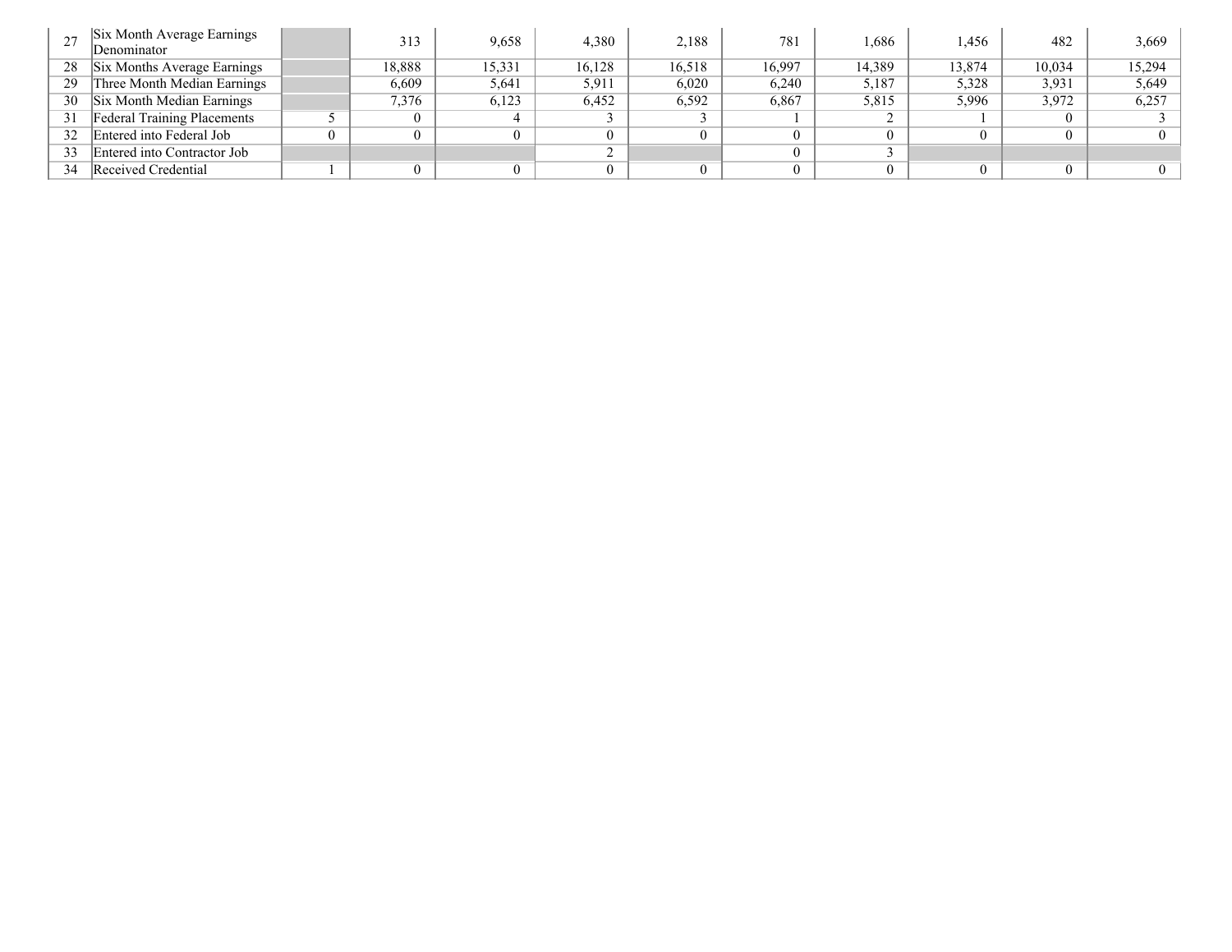| | | | | | | | | | | | |
|---|---|---|---|---|---|---|---|---|---|---|---|
| 27 | Six Month Average Earnings Denominator | | 313 | 9,658 | 4,380 | 2,188 | 781 | 1,686 | 1,456 | 482 | 3,669 |
| 28 | Six Months Average Earnings | | 18,888 | 15,331 | 16,128 | 16,518 | 16,997 | 14,389 | 13,874 | 10,034 | 15,294 |
| 29 | Three Month Median Earnings | | 6,609 | 5,641 | 5,911 | 6,020 | 6,240 | 5,187 | 5,328 | 3,931 | 5,649 |
| 30 | Six Month Median Earnings | | 7,376 | 6,123 | 6,452 | 6,592 | 6,867 | 5,815 | 5,996 | 3,972 | 6,257 |
| 31 | Federal Training Placements | 5 | 0 | 4 | 3 | 3 | 1 | 2 | 1 | 0 | 3 |
| 32 | Entered into Federal Job | 0 | 0 | 0 | 0 | 0 | 0 | 0 | 0 | 0 | 0 |
| 33 | Entered into Contractor Job | | | | 2 | | 0 | 3 | | | |
| 34 | Received Credential | 1 | 0 | 0 | 0 | 0 | 0 | 0 | 0 | 0 | 0 |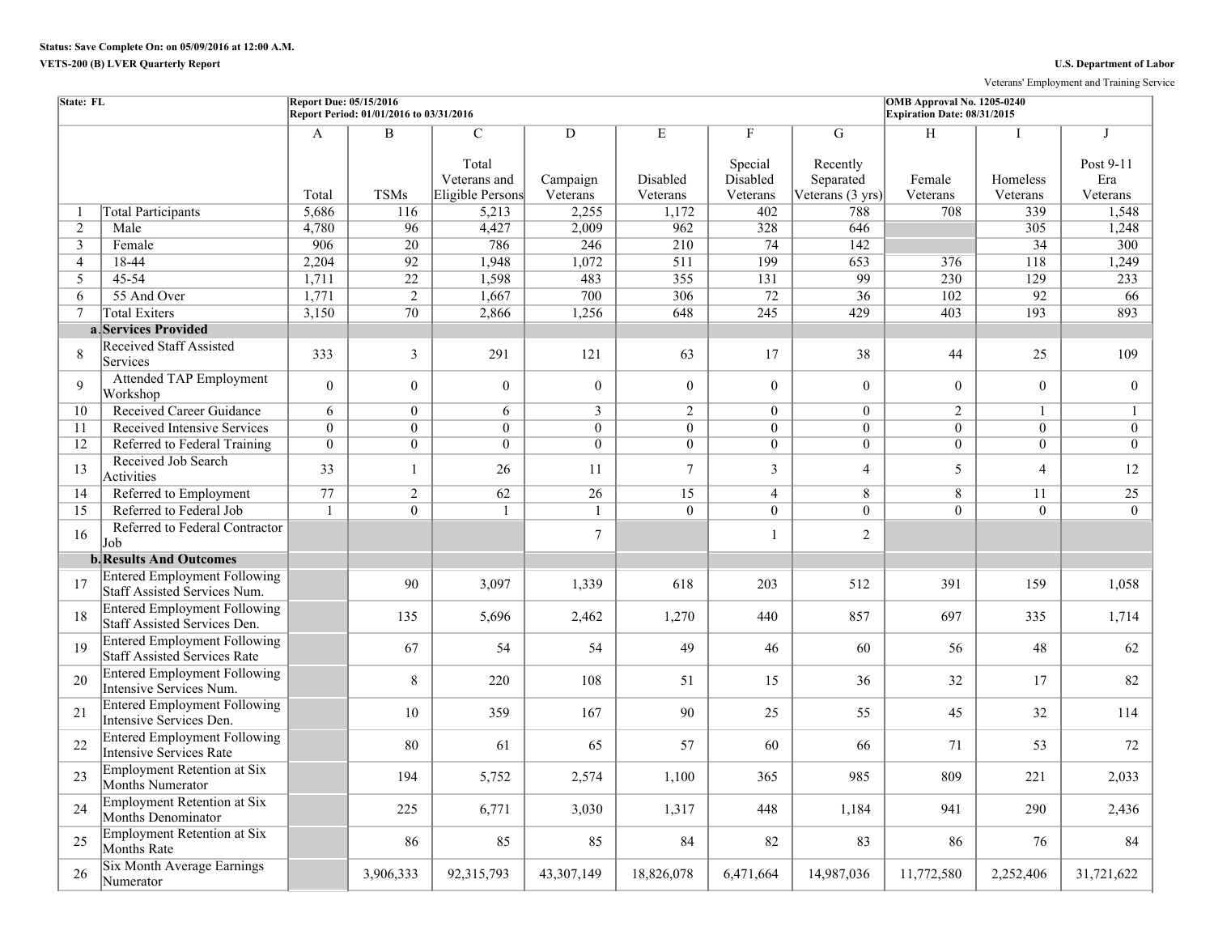Status: Save Complete On: on 05/09/2016 at 12:00 A.M.

VETS-200 (B) LVER Quarterly Report

U.S. Department of Labor

Veterans' Employment and Training Service

| State: FL | | Report Due: 05/15/2016<br>Report Period: 01/01/2016 to 03/31/2016 | | | | | | | OMB Approval No. 1205-0240<br>Expiration Date: 08/31/2015 | | |
|---|---|---|---|---|---|---|---|---|---|---|---|
| | | A | B | C | D | E | F | G | H | I | J |
| | | Total | TSMs | Total Veterans and Eligible Persons | Campaign Veterans | Disabled Veterans | Special Disabled Veterans | Recently Separated Veterans (3 yrs) | Female Veterans | Homeless Veterans | Post 9-11 Era Veterans |
| 1 | Total Participants | 5,686 | 116 | 5,213 | 2,255 | 1,172 | 402 | 788 | 708 | 339 | 1,548 |
| 2 | Male | 4,780 | 96 | 4,427 | 2,009 | 962 | 328 | 646 | | 305 | 1,248 |
| 3 | Female | 906 | 20 | 786 | 246 | 210 | 74 | 142 | | 34 | 300 |
| 4 | 18-44 | 2,204 | 92 | 1,948 | 1,072 | 511 | 199 | 653 | 376 | 118 | 1,249 |
| 5 | 45-54 | 1,711 | 22 | 1,598 | 483 | 355 | 131 | 99 | 230 | 129 | 233 |
| 6 | 55 And Over | 1,771 | 2 | 1,667 | 700 | 306 | 72 | 36 | 102 | 92 | 66 |
| 7 | Total Exiters | 3,150 | 70 | 2,866 | 1,256 | 648 | 245 | 429 | 403 | 193 | 893 |
| a. | **Services Provided** | | | | | | | | | | |
| 8 | Received Staff Assisted Services | 333 | 3 | 291 | 121 | 63 | 17 | 38 | 44 | 25 | 109 |
| 9 | Attended TAP Employment Workshop | 0 | 0 | 0 | 0 | 0 | 0 | 0 | 0 | 0 | 0 |
| 10 | Received Career Guidance | 6 | 0 | 6 | 3 | 2 | 0 | 0 | 2 | 1 | 1 |
| 11 | Received Intensive Services | 0 | 0 | 0 | 0 | 0 | 0 | 0 | 0 | 0 | 0 |
| 12 | Referred to Federal Training | 0 | 0 | 0 | 0 | 0 | 0 | 0 | 0 | 0 | 0 |
| 13 | Received Job Search Activities | 33 | 1 | 26 | 11 | 7 | 3 | 4 | 5 | 4 | 12 |
| 14 | Referred to Employment | 77 | 2 | 62 | 26 | 15 | 4 | 8 | 8 | 11 | 25 |
| 15 | Referred to Federal Job | 1 | 0 | 1 | 1 | 0 | 0 | 0 | 0 | 0 | 0 |
| 16 | Referred to Federal Contractor Job | | | | 7 | | 1 | 2 | | | |
| b. | **Results And Outcomes** | | | | | | | | | | |
| 17 | Entered Employment Following Staff Assisted Services Num. | | 90 | 3,097 | 1,339 | 618 | 203 | 512 | 391 | 159 | 1,058 |
| 18 | Entered Employment Following Staff Assisted Services Den. | | 135 | 5,696 | 2,462 | 1,270 | 440 | 857 | 697 | 335 | 1,714 |
| 19 | Entered Employment Following Staff Assisted Services Rate | | 67 | 54 | 54 | 49 | 46 | 60 | 56 | 48 | 62 |
| 20 | Entered Employment Following Intensive Services Num. | | 8 | 220 | 108 | 51 | 15 | 36 | 32 | 17 | 82 |
| 21 | Entered Employment Following Intensive Services Den. | | 10 | 359 | 167 | 90 | 25 | 55 | 45 | 32 | 114 |
| 22 | Entered Employment Following Intensive Services Rate | | 80 | 61 | 65 | 57 | 60 | 66 | 71 | 53 | 72 |
| 23 | Employment Retention at Six Months Numerator | | 194 | 5,752 | 2,574 | 1,100 | 365 | 985 | 809 | 221 | 2,033 |
| 24 | Employment Retention at Six Months Denominator | | 225 | 6,771 | 3,030 | 1,317 | 448 | 1,184 | 941 | 290 | 2,436 |
| 25 | Employment Retention at Six Months Rate | | 86 | 85 | 85 | 84 | 82 | 83 | 86 | 76 | 84 |
| 26 | Six Month Average Earnings Numerator | | 3,906,333 | 92,315,793 | 43,307,149 | 18,826,078 | 6,471,664 | 14,987,036 | 11,772,580 | 2,252,406 | 31,721,622 |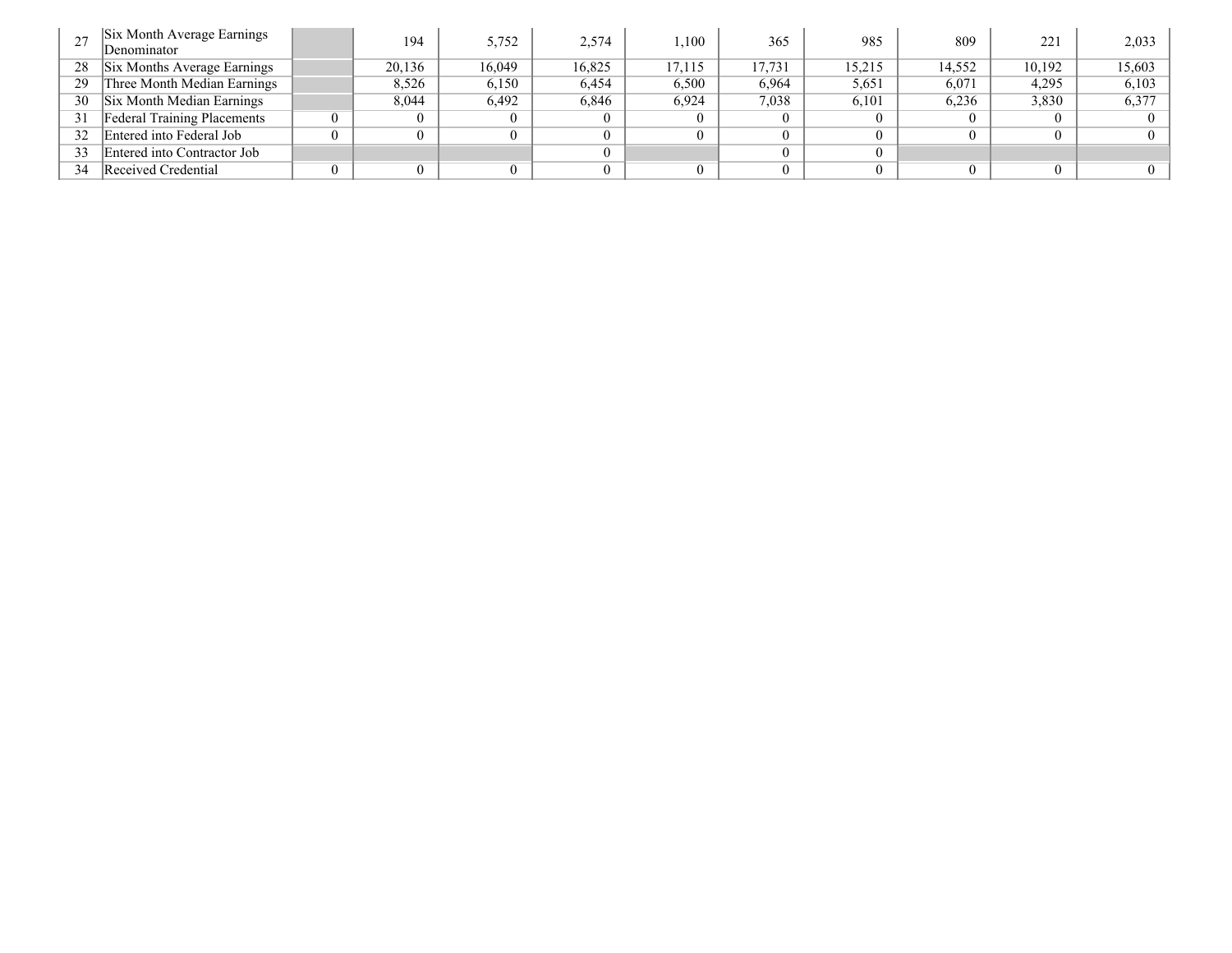| 27 | Six Month Average Earnings Denominator | | 194 | 5,752 | 2,574 | 1,100 | 365 | 985 | 809 | 221 | 2,033 |
|---|---|---|---|---|---|---|---|---|---|---|---|
| 28 | Six Months Average Earnings | | 20,136 | 16,049 | 16,825 | 17,115 | 17,731 | 15,215 | 14,552 | 10,192 | 15,603 |
| 29 | Three Month Median Earnings | | 8,526 | 6,150 | 6,454 | 6,500 | 6,964 | 5,651 | 6,071 | 4,295 | 6,103 |
| 30 | Six Month Median Earnings | | 8,044 | 6,492 | 6,846 | 6,924 | 7,038 | 6,101 | 6,236 | 3,830 | 6,377 |
| 31 | Federal Training Placements | 0 | 0 | 0 | 0 | 0 | 0 | 0 | 0 | 0 | 0 |
| 32 | Entered into Federal Job | 0 | 0 | 0 | 0 | 0 | 0 | 0 | 0 | 0 | 0 |
| 33 | Entered into Contractor Job | | | | 0 | | 0 | 0 | | | |
| 34 | Received Credential | 0 | 0 | 0 | 0 | 0 | 0 | 0 | 0 | 0 | 0 |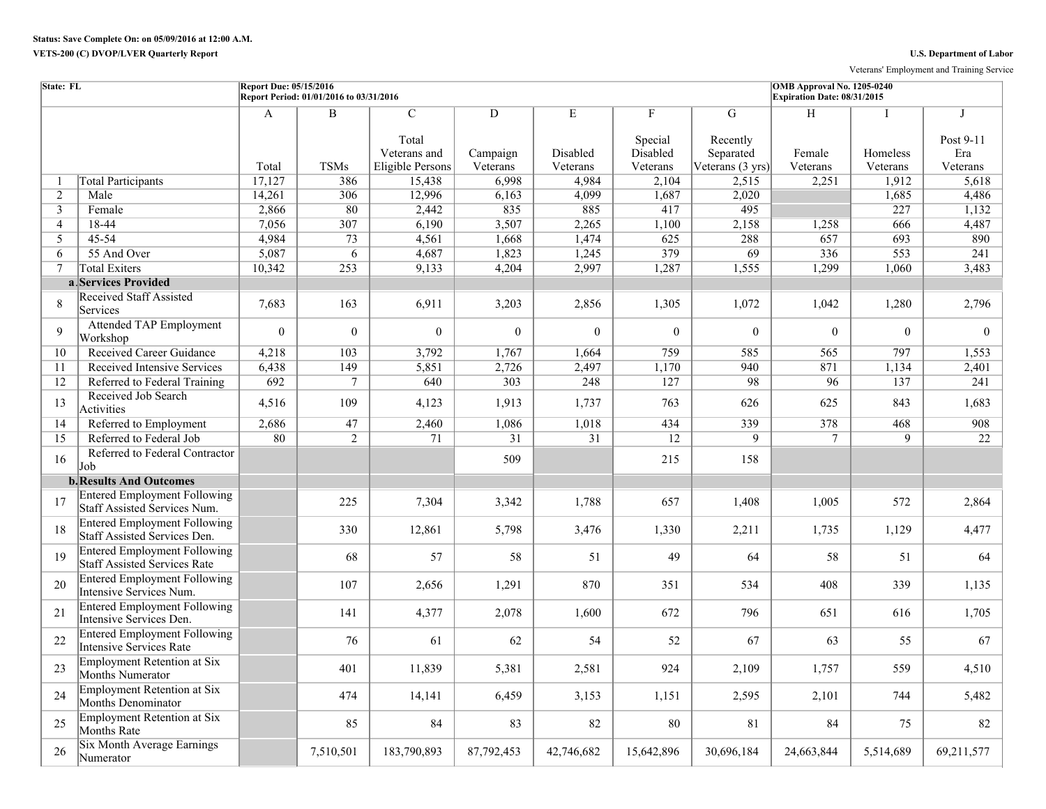**Status: Save Complete On: on 05/09/2016 at 12:00 A.M.**

**VETS-200 (C) DVOP/LVER Quarterly Report**

**U.S. Department of Labor**

Veterans' Employment and Training Service

| **State: FL** | | **Report Due: 05/15/2016** **Report Period: 01/01/2016 to 03/31/2016** | | | | | | | | **OMB Approval No. 1205-0240** **Expiration Date: 08/31/2015** | | |
|---|---|---|---|---|---|---|---|---|---|---|---|---|
| | | A | B | C | D | E | F | G | H | I | J |
| | | Total | TSMs | Total Veterans and Eligible Persons | Campaign Veterans | Disabled Veterans | Special Disabled Veterans | Recently Separated Veterans (3 yrs) | Female Veterans | Homeless Veterans | Post 9-11 Era Veterans |
| 1 | Total Participants | 17,127 | 386 | 15,438 | 6,998 | 4,984 | 2,104 | 2,515 | 2,251 | 1,912 | 5,618 |
| 2 | Male | 14,261 | 306 | 12,996 | 6,163 | 4,099 | 1,687 | 2,020 | | 1,685 | 4,486 |
| 3 | Female | 2,866 | 80 | 2,442 | 835 | 885 | 417 | 495 | | 227 | 1,132 |
| 4 | 18-44 | 7,056 | 307 | 6,190 | 3,507 | 2,265 | 1,100 | 2,158 | 1,258 | 666 | 4,487 |
| 5 | 45-54 | 4,984 | 73 | 4,561 | 1,668 | 1,474 | 625 | 288 | 657 | 693 | 890 |
| 6 | 55 And Over | 5,087 | 6 | 4,687 | 1,823 | 1,245 | 379 | 69 | 336 | 553 | 241 |
| 7 | Total Exiters | 10,342 | 253 | 9,133 | 4,204 | 2,997 | 1,287 | 1,555 | 1,299 | 1,060 | 3,483 |
| a. | **Services Provided** | | | | | | | | | | |
| 8 | Received Staff Assisted Services | 7,683 | 163 | 6,911 | 3,203 | 2,856 | 1,305 | 1,072 | 1,042 | 1,280 | 2,796 |
| 9 | Attended TAP Employment Workshop | 0 | 0 | 0 | 0 | 0 | 0 | 0 | 0 | 0 | 0 |
| 10 | Received Career Guidance | 4,218 | 103 | 3,792 | 1,767 | 1,664 | 759 | 585 | 565 | 797 | 1,553 |
| 11 | Received Intensive Services | 6,438 | 149 | 5,851 | 2,726 | 2,497 | 1,170 | 940 | 871 | 1,134 | 2,401 |
| 12 | Referred to Federal Training | 692 | 7 | 640 | 303 | 248 | 127 | 98 | 96 | 137 | 241 |
| 13 | Received Job Search Activities | 4,516 | 109 | 4,123 | 1,913 | 1,737 | 763 | 626 | 625 | 843 | 1,683 |
| 14 | Referred to Employment | 2,686 | 47 | 2,460 | 1,086 | 1,018 | 434 | 339 | 378 | 468 | 908 |
| 15 | Referred to Federal Job | 80 | 2 | 71 | 31 | 31 | 12 | 9 | 7 | 9 | 22 |
| 16 | Referred to Federal Contractor Job | | | | 509 | | 215 | 158 | | | |
| b. | **Results And Outcomes** | | | | | | | | | | |
| 17 | Entered Employment Following Staff Assisted Services Num. | | 225 | 7,304 | 3,342 | 1,788 | 657 | 1,408 | 1,005 | 572 | 2,864 |
| 18 | Entered Employment Following Staff Assisted Services Den. | | 330 | 12,861 | 5,798 | 3,476 | 1,330 | 2,211 | 1,735 | 1,129 | 4,477 |
| 19 | Entered Employment Following Staff Assisted Services Rate | | 68 | 57 | 58 | 51 | 49 | 64 | 58 | 51 | 64 |
| 20 | Entered Employment Following Intensive Services Num. | | 107 | 2,656 | 1,291 | 870 | 351 | 534 | 408 | 339 | 1,135 |
| 21 | Entered Employment Following Intensive Services Den. | | 141 | 4,377 | 2,078 | 1,600 | 672 | 796 | 651 | 616 | 1,705 |
| 22 | Entered Employment Following Intensive Services Rate | | 76 | 61 | 62 | 54 | 52 | 67 | 63 | 55 | 67 |
| 23 | Employment Retention at Six Months Numerator | | 401 | 11,839 | 5,381 | 2,581 | 924 | 2,109 | 1,757 | 559 | 4,510 |
| 24 | Employment Retention at Six Months Denominator | | 474 | 14,141 | 6,459 | 3,153 | 1,151 | 2,595 | 2,101 | 744 | 5,482 |
| 25 | Employment Retention at Six Months Rate | | 85 | 84 | 83 | 82 | 80 | 81 | 84 | 75 | 82 |
| 26 | Six Month Average Earnings Numerator | | 7,510,501 | 183,790,893 | 87,792,453 | 42,746,682 | 15,642,896 | 30,696,184 | 24,663,844 | 5,514,689 | 69,211,577 |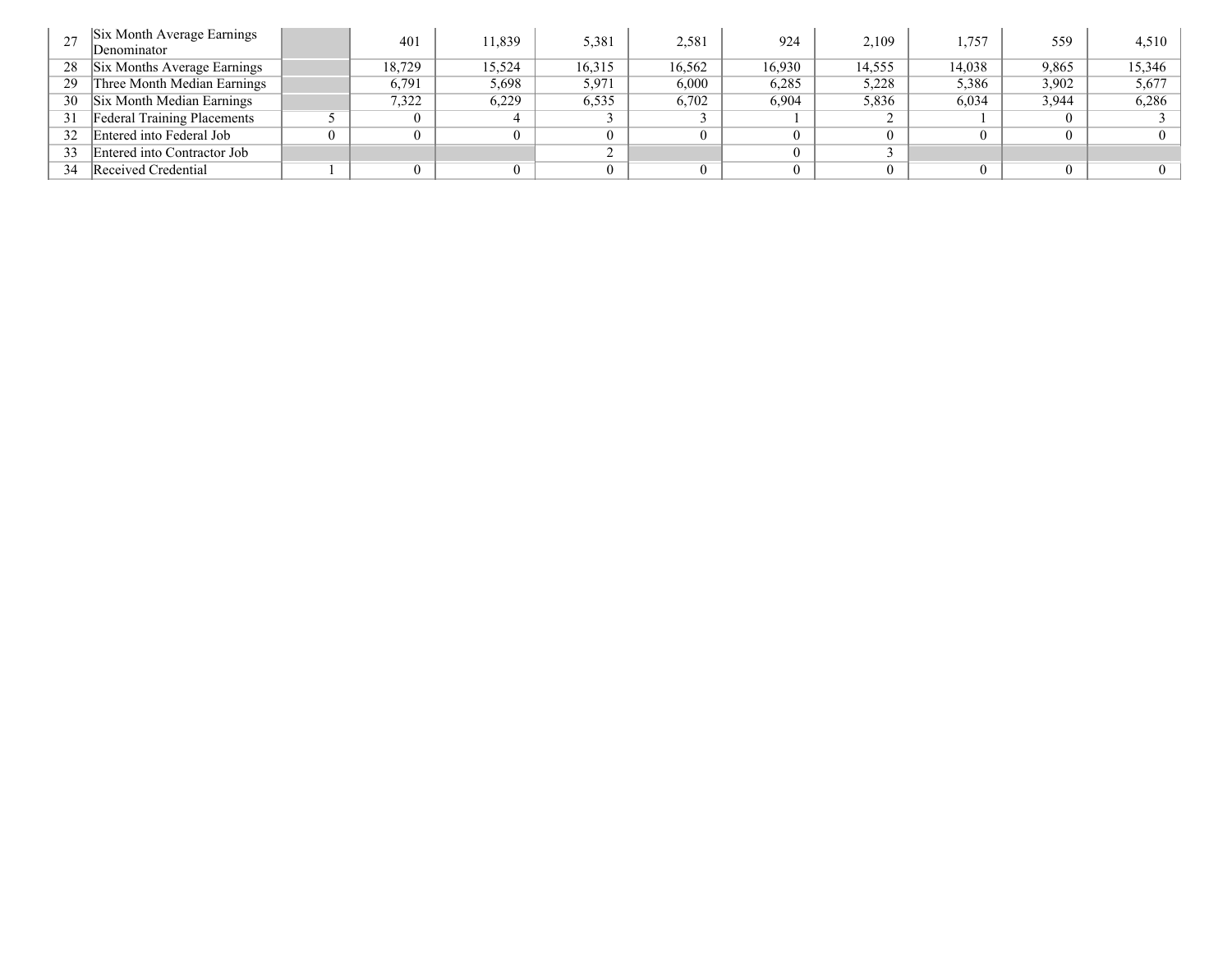| | | | | | | | | | | | |
|---|---|---|---|---|---|---|---|---|---|---|---|
| 27 | Six Month Average Earnings Denominator | | 401 | 11,839 | 5,381 | 2,581 | 924 | 2,109 | 1,757 | 559 | 4,510 |
| 28 | Six Months Average Earnings | | 18,729 | 15,524 | 16,315 | 16,562 | 16,930 | 14,555 | 14,038 | 9,865 | 15,346 |
| 29 | Three Month Median Earnings | | 6,791 | 5,698 | 5,971 | 6,000 | 6,285 | 5,228 | 5,386 | 3,902 | 5,677 |
| 30 | Six Month Median Earnings | | 7,322 | 6,229 | 6,535 | 6,702 | 6,904 | 5,836 | 6,034 | 3,944 | 6,286 |
| 31 | Federal Training Placements | 5 | 0 | 4 | 3 | 3 | 1 | 2 | 1 | 0 | 3 |
| 32 | Entered into Federal Job | 0 | 0 | 0 | 0 | 0 | 0 | 0 | 0 | 0 | 0 |
| 33 | Entered into Contractor Job | | | | 2 | | 0 | 3 | | | |
| 34 | Received Credential | 1 | 0 | 0 | 0 | 0 | 0 | 0 | 0 | 0 | 0 |